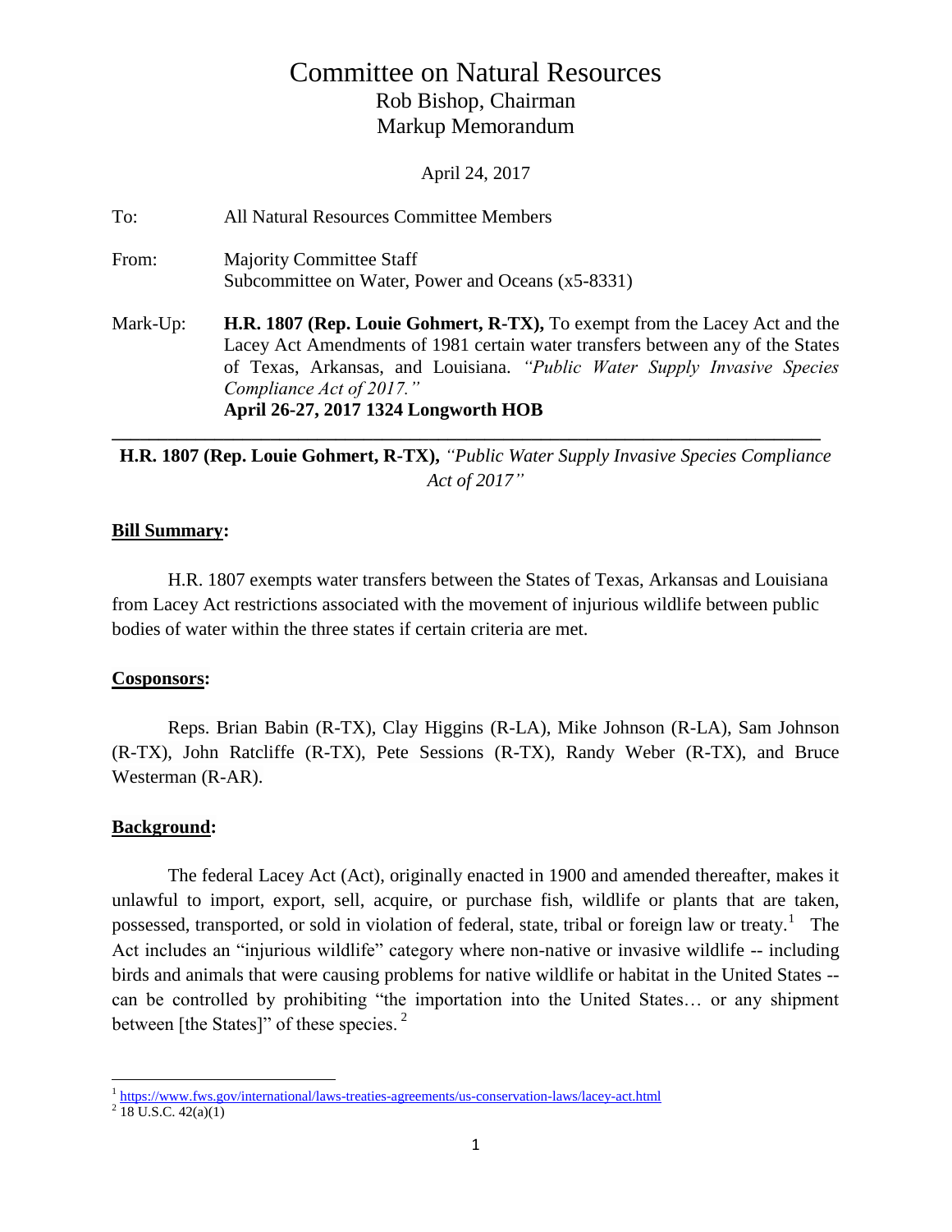# Committee on Natural Resources

Rob Bishop, Chairman
Markup Memorandum

April 24, 2017

To: All Natural Resources Committee Members

From: Majority Committee Staff
Subcommittee on Water, Power and Oceans (x5-8331)

Mark-Up: **H.R. 1807 (Rep. Louie Gohmert, R-TX),** To exempt from the Lacey Act and the Lacey Act Amendments of 1981 certain water transfers between any of the States of Texas, Arkansas, and Louisiana. *"Public Water Supply Invasive Species Compliance Act of 2017."*
**April 26-27, 2017 1324 Longworth HOB**

---

**H.R. 1807 (Rep. Louie Gohmert, R-TX),** *"Public Water Supply Invasive Species Compliance Act of 2017"*

## Bill Summary:

H.R. 1807 exempts water transfers between the States of Texas, Arkansas and Louisiana from Lacey Act restrictions associated with the movement of injurious wildlife between public bodies of water within the three states if certain criteria are met.

## Cosponsors:

Reps. Brian Babin (R-TX), Clay Higgins (R-LA), Mike Johnson (R-LA), Sam Johnson (R-TX), John Ratcliffe (R-TX), Pete Sessions (R-TX), Randy Weber (R-TX), and Bruce Westerman (R-AR).

## Background:

The federal Lacey Act (Act), originally enacted in 1900 and amended thereafter, makes it unlawful to import, export, sell, acquire, or purchase fish, wildlife or plants that are taken, possessed, transported, or sold in violation of federal, state, tribal or foreign law or treaty.[1] The Act includes an "injurious wildlife" category where non-native or invasive wildlife -- including birds and animals that were causing problems for native wildlife or habitat in the United States -- can be controlled by prohibiting "the importation into the United States… or any shipment between [the States]" of these species.[2]

---

[1] https://www.fws.gov/international/laws-treaties-agreements/us-conservation-laws/lacey-act.html

[2] 18 U.S.C. 42(a)(1)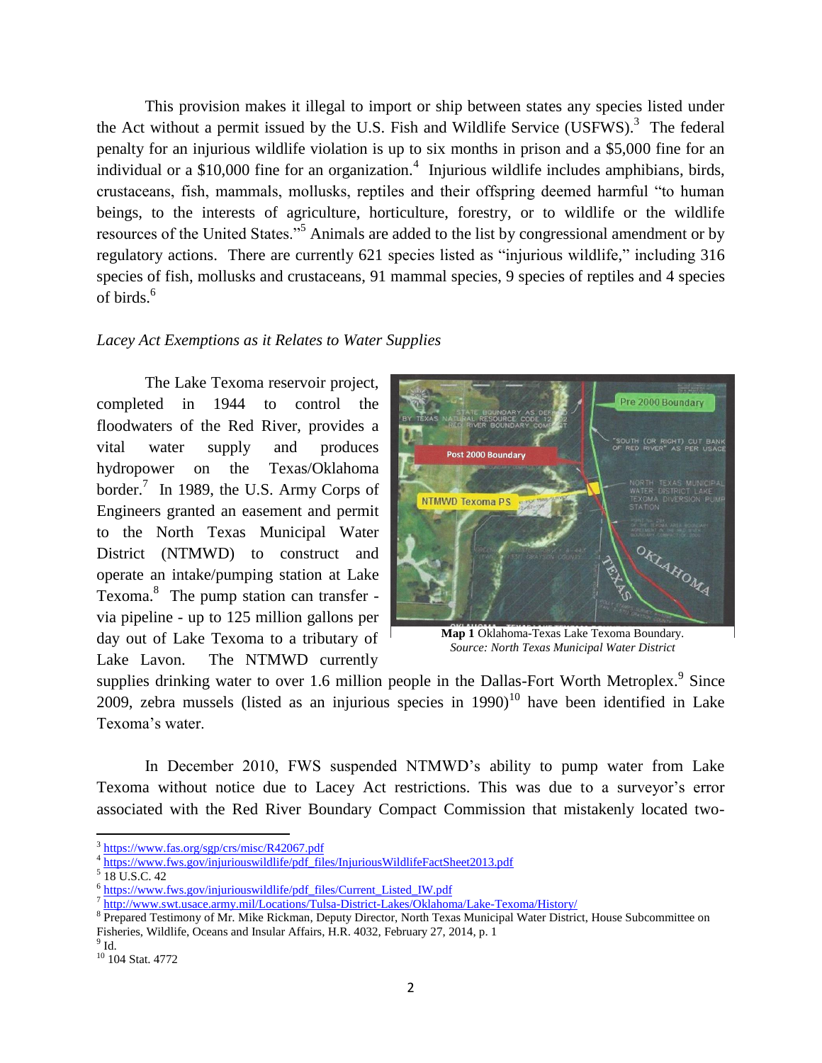This provision makes it illegal to import or ship between states any species listed under the Act without a permit issued by the U.S. Fish and Wildlife Service (USFWS).[3] The federal penalty for an injurious wildlife violation is up to six months in prison and a $5,000 fine for an individual or a $10,000 fine for an organization.[4] Injurious wildlife includes amphibians, birds, crustaceans, fish, mammals, mollusks, reptiles and their offspring deemed harmful "to human beings, to the interests of agriculture, horticulture, forestry, or to wildlife or the wildlife resources of the United States."[5] Animals are added to the list by congressional amendment or by regulatory actions. There are currently 621 species listed as "injurious wildlife," including 316 species of fish, mollusks and crustaceans, 91 mammal species, 9 species of reptiles and 4 species of birds.[6]

*Lacey Act Exemptions as it Relates to Water Supplies*

The Lake Texoma reservoir project, completed in 1944 to control the floodwaters of the Red River, provides a vital water supply and produces hydropower on the Texas/Oklahoma border.[7] In 1989, the U.S. Army Corps of Engineers granted an easement and permit to the North Texas Municipal Water District (NTMWD) to construct and operate an intake/pumping station at Lake Texoma.[8] The pump station can transfer - via pipeline - up to 125 million gallons per day out of Lake Texoma to a tributary of Lake Lavon. The NTMWD currently supplies drinking water to over 1.6 million people in the Dallas-Fort Worth Metroplex.[9] Since 2009, zebra mussels (listed as an injurious species in 1990)[10] have been identified in Lake Texoma's water.

**Map 1** Oklahoma-Texas Lake Texoma Boundary.
*Source: North Texas Municipal Water District*

In December 2010, FWS suspended NTMWD's ability to pump water from Lake Texoma without notice due to Lacey Act restrictions. This was due to a surveyor's error associated with the Red River Boundary Compact Commission that mistakenly located two-

---

[3] https://www.fas.org/sgp/crs/misc/R42067.pdf
[4] https://www.fws.gov/injuriouswildlife/pdf_files/InjuriousWildlifeFactSheet2013.pdf
[5] 18 U.S.C. 42
[6] https://www.fws.gov/injuriouswildlife/pdf_files/Current_Listed_IW.pdf
[7] http://www.swt.usace.army.mil/Locations/Tulsa-District-Lakes/Oklahoma/Lake-Texoma/History/
[8] Prepared Testimony of Mr. Mike Rickman, Deputy Director, North Texas Municipal Water District, House Subcommittee on Fisheries, Wildlife, Oceans and Insular Affairs, H.R. 4032, February 27, 2014, p. 1
[9] Id.
[10] 104 Stat. 4772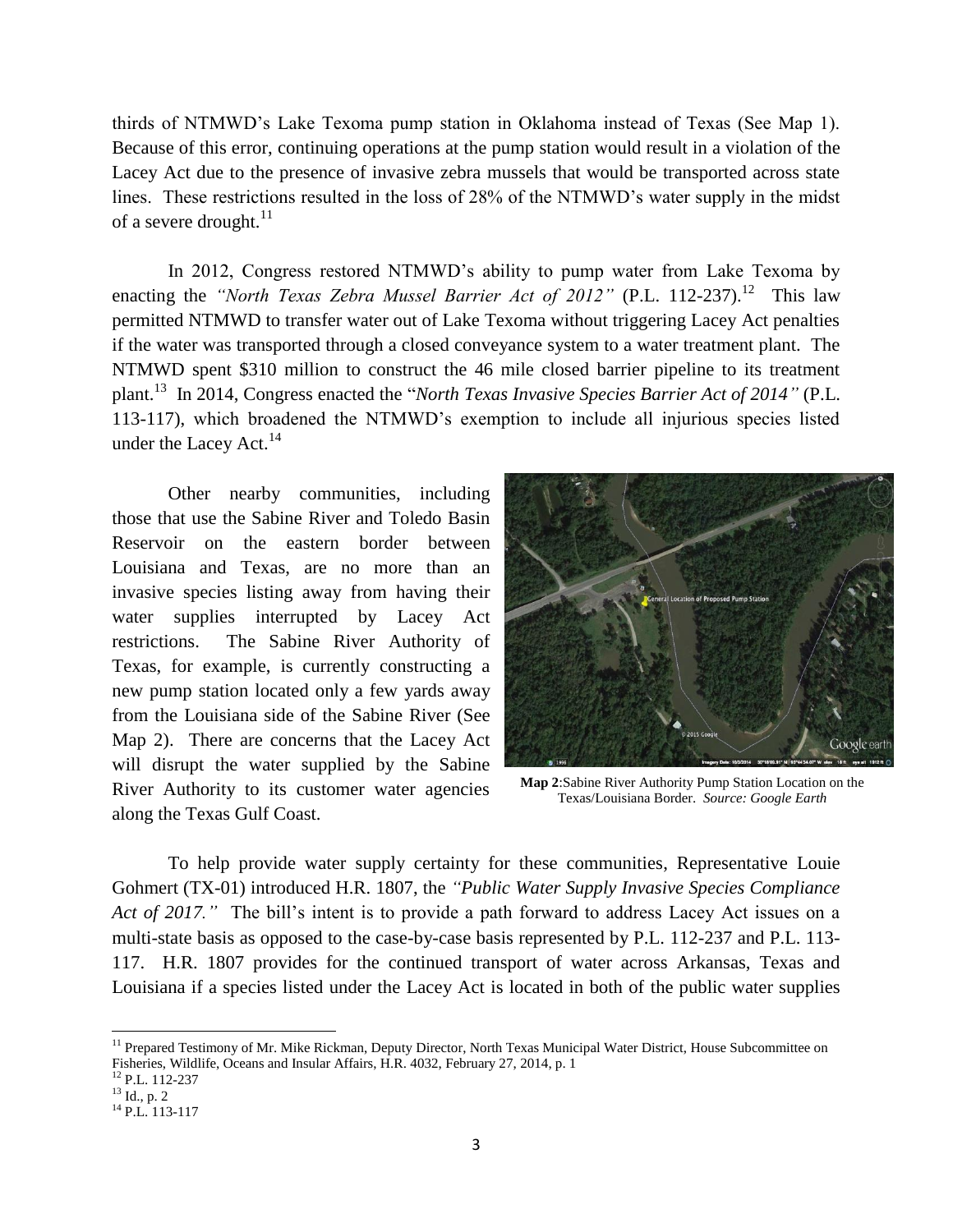thirds of NTMWD's Lake Texoma pump station in Oklahoma instead of Texas (See Map 1). Because of this error, continuing operations at the pump station would result in a violation of the Lacey Act due to the presence of invasive zebra mussels that would be transported across state lines. These restrictions resulted in the loss of 28% of the NTMWD's water supply in the midst of a severe drought.[11]

In 2012, Congress restored NTMWD's ability to pump water from Lake Texoma by enacting the *"North Texas Zebra Mussel Barrier Act of 2012"* (P.L. 112-237).[12] This law permitted NTMWD to transfer water out of Lake Texoma without triggering Lacey Act penalties if the water was transported through a closed conveyance system to a water treatment plant. The NTMWD spent $310 million to construct the 46 mile closed barrier pipeline to its treatment plant.[13] In 2014, Congress enacted the "*North Texas Invasive Species Barrier Act of 2014"* (P.L. 113-117), which broadened the NTMWD's exemption to include all injurious species listed under the Lacey Act.[14]

Other nearby communities, including those that use the Sabine River and Toledo Basin Reservoir on the eastern border between Louisiana and Texas, are no more than an invasive species listing away from having their water supplies interrupted by Lacey Act restrictions. The Sabine River Authority of Texas, for example, is currently constructing a new pump station located only a few yards away from the Louisiana side of the Sabine River (See Map 2). There are concerns that the Lacey Act will disrupt the water supplied by the Sabine River Authority to its customer water agencies along the Texas Gulf Coast.

**Map 2**:Sabine River Authority Pump Station Location on the Texas/Louisiana Border. *Source: Google Earth*

To help provide water supply certainty for these communities, Representative Louie Gohmert (TX-01) introduced H.R. 1807, the *"Public Water Supply Invasive Species Compliance Act of 2017."* The bill's intent is to provide a path forward to address Lacey Act issues on a multi-state basis as opposed to the case-by-case basis represented by P.L. 112-237 and P.L. 113-117. H.R. 1807 provides for the continued transport of water across Arkansas, Texas and Louisiana if a species listed under the Lacey Act is located in both of the public water supplies

[11] Prepared Testimony of Mr. Mike Rickman, Deputy Director, North Texas Municipal Water District, House Subcommittee on Fisheries, Wildlife, Oceans and Insular Affairs, H.R. 4032, February 27, 2014, p. 1

[12] P.L. 112-237

[13] Id., p. 2

[14] P.L. 113-117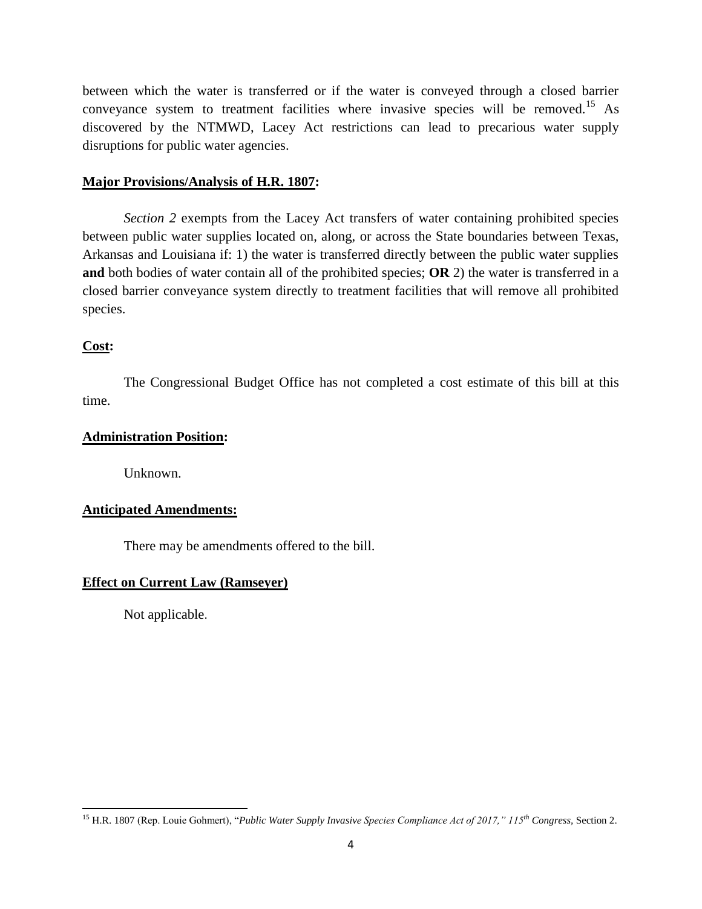between which the water is transferred or if the water is conveyed through a closed barrier conveyance system to treatment facilities where invasive species will be removed.[15] As discovered by the NTMWD, Lacey Act restrictions can lead to precarious water supply disruptions for public water agencies.

**Major Provisions/Analysis of H.R. 1807:**

*Section 2* exempts from the Lacey Act transfers of water containing prohibited species between public water supplies located on, along, or across the State boundaries between Texas, Arkansas and Louisiana if: 1) the water is transferred directly between the public water supplies **and** both bodies of water contain all of the prohibited species; **OR** 2) the water is transferred in a closed barrier conveyance system directly to treatment facilities that will remove all prohibited species.

**Cost:**

The Congressional Budget Office has not completed a cost estimate of this bill at this time.

**Administration Position:**

Unknown.

**Anticipated Amendments:**

There may be amendments offered to the bill.

**Effect on Current Law (Ramseyer)**

Not applicable.

---

[15] H.R. 1807 (Rep. Louie Gohmert), "*Public Water Supply Invasive Species Compliance Act of 2017," 115th Congress*, Section 2.